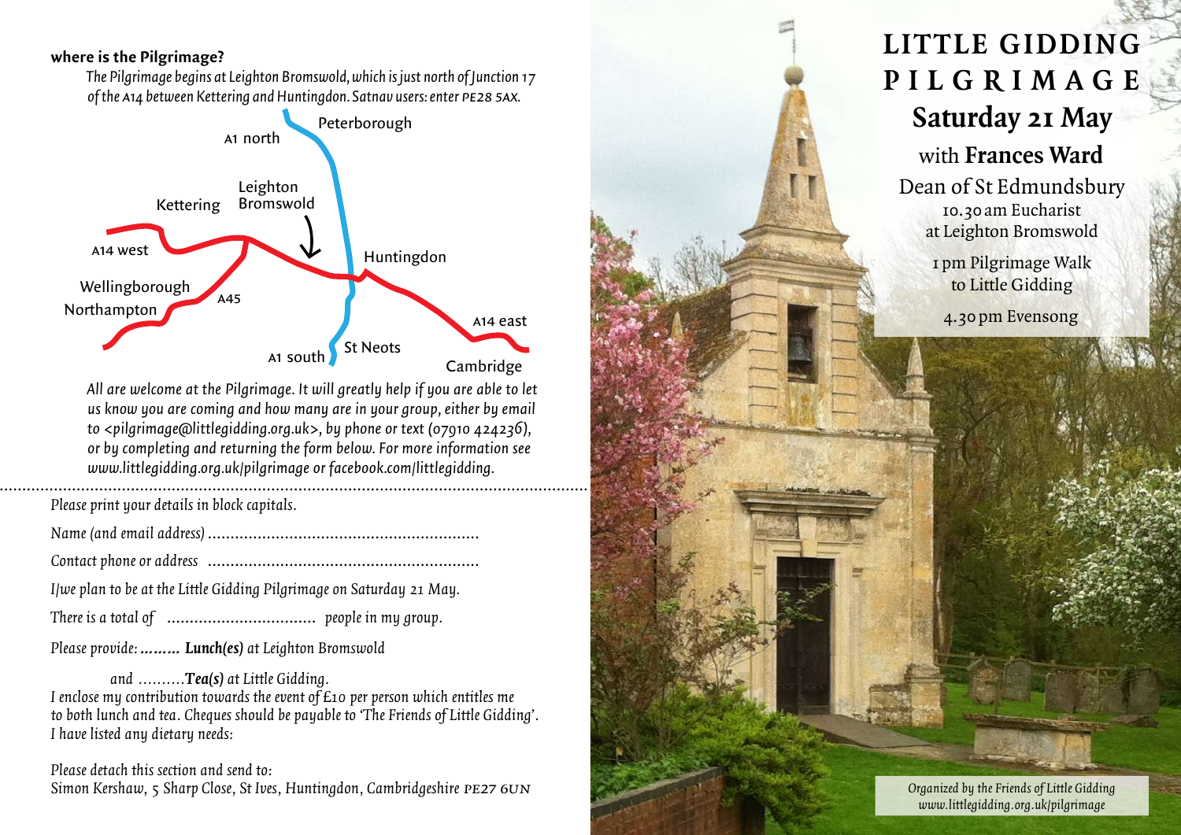# LITTLE GIDDING PILGRIMAGE

## Saturday 21 May

### with **Frances Ward**

Dean of St Edmundsbury

10.30 am Eucharist
at Leighton Bromswold

1 pm Pilgrimage Walk
to Little Gidding

4.30 pm Evensong

*Organized by the Friends of Little Gidding*
*www.littlegidding.org.uk/pilgrimage*

**where is the Pilgrimage?**

*The Pilgrimage begins at Leighton Bromswold, which is just north of Junction 17 of the A14 between Kettering and Huntingdon. Satnav users: enter PE28 5AX.*

Peterborough, A1 north, Leighton Bromswold, Kettering, A14 west, Huntingdon, Wellingborough, Northampton, A45, A14 east, A1 south, St Neots, Cambridge

*All are welcome at the Pilgrimage. It will greatly help if you are able to let us know you are coming and how many are in your group, either by email to <pilgrimage@littlegidding.org.uk>, by phone or text (07910 424236), or by completing and returning the form below. For more information see www.littlegidding.org.uk/pilgrimage or facebook.com/littlegidding.*

---

*Please print your details in block capitals.*

*Name (and email address)* ............................................................

*Contact phone or address* ............................................................

*I/we plan to be at the Little Gidding Pilgrimage on Saturday 21 May.*

*There is a total of* ................................ *people in my group.*

*Please provide:* ......... ***Lunch(es)*** *at Leighton Bromswold*

*and* .......... ***Tea(s)*** *at Little Gidding.*

*I enclose my contribution towards the event of £10 per person which entitles me to both lunch and tea. Cheques should be payable to 'The Friends of Little Gidding'. I have listed any dietary needs:*

*Please detach this section and send to:*
Simon Kershaw, 5 Sharp Close, St Ives, Huntingdon, Cambridgeshire PE27 6UN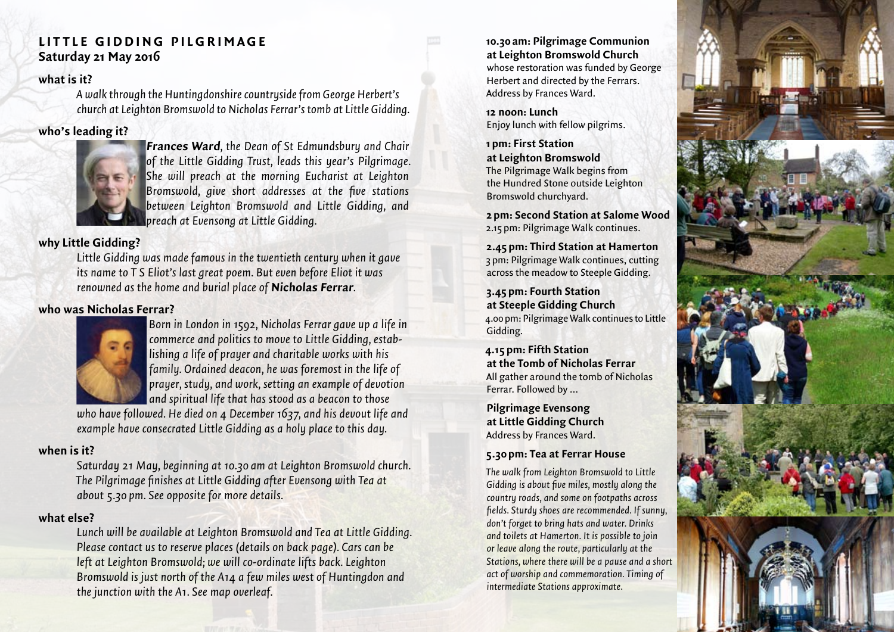## LITTLE GIDDING PILGRIMAGE

**Saturday 21 May 2016**

### what is it?

*A walk through the Huntingdonshire countryside from George Herbert's church at Leighton Bromswold to Nicholas Ferrar's tomb at Little Gidding.*

### who's leading it?

***Frances Ward**, the Dean of St Edmundsbury and Chair of the Little Gidding Trust, leads this year's Pilgrimage. She will preach at the morning Eucharist at Leighton Bromswold, give short addresses at the five stations between Leighton Bromswold and Little Gidding, and preach at Evensong at Little Gidding.*

### why Little Gidding?

*Little Gidding was made famous in the twentieth century when it gave its name to T S Eliot's last great poem. But even before Eliot it was renowned as the home and burial place of **Nicholas Ferrar**.*

### who was Nicholas Ferrar?

*Born in London in 1592, Nicholas Ferrar gave up a life in commerce and politics to move to Little Gidding, establishing a life of prayer and charitable works with his family. Ordained deacon, he was foremost in the life of prayer, study, and work, setting an example of devotion and spiritual life that has stood as a beacon to those who have followed. He died on 4 December 1637, and his devout life and example have consecrated Little Gidding as a holy place to this day.*

### when is it?

*Saturday 21 May, beginning at 10.30 am at Leighton Bromswold church. The Pilgrimage finishes at Little Gidding after Evensong with Tea at about 5.30 pm. See opposite for more details.*

### what else?

*Lunch will be available at Leighton Bromswold and Tea at Little Gidding. Please contact us to reserve places (details on back page). Cars can be left at Leighton Bromswold; we will co-ordinate lifts back. Leighton Bromswold is just north of the A14 a few miles west of Huntingdon and the junction with the A1. See map overleaf.*

**10.30 am: Pilgrimage Communion at Leighton Bromswold Church**
whose restoration was funded by George Herbert and directed by the Ferrars. Address by Frances Ward.

**12 noon: Lunch**
Enjoy lunch with fellow pilgrims.

**1 pm: First Station at Leighton Bromswold**
The Pilgrimage Walk begins from the Hundred Stone outside Leighton Bromswold churchyard.

**2 pm: Second Station at Salome Wood**
2.15 pm: Pilgrimage Walk continues.

**2.45 pm: Third Station at Hamerton**
3 pm: Pilgrimage Walk continues, cutting across the meadow to Steeple Gidding.

**3.45 pm: Fourth Station at Steeple Gidding Church**
4.00 pm: Pilgrimage Walk continues to Little Gidding.

**4.15 pm: Fifth Station at the Tomb of Nicholas Ferrar**
All gather around the tomb of Nicholas Ferrar. Followed by ...

**Pilgrimage Evensong at Little Gidding Church**
Address by Frances Ward.

**5.30 pm: Tea at Ferrar House**

*The walk from Leighton Bromswold to Little Gidding is about five miles, mostly along the country roads, and some on footpaths across fields. Sturdy shoes are recommended. If sunny, don't forget to bring hats and water. Drinks and toilets at Hamerton. It is possible to join or leave along the route, particularly at the Stations, where there will be a pause and a short act of worship and commemoration. Timing of intermediate Stations approximate.*